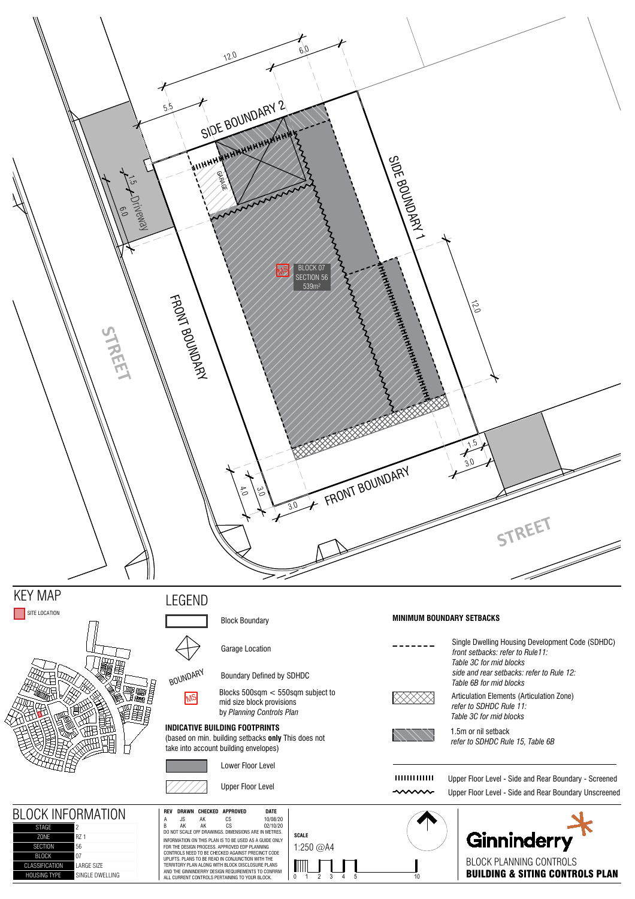SIDE BOUNDARY 2

SIDE BOUNDARY 1

FRONT BOUNDARY

FRONT BOUNDARY

STREET

STREET

Driveway

GARAGE

MS BLOCK 07 SECTION 56 539m²

12.0 6.0 5.5 1.5 6.0 12.0 1.5 3.0 4.0 3.0 3.0

## KEY MAP

SITE LOCATION

## LEGEND

- Block Boundary
- Garage Location
- BOUNDARY — Boundary Defined by SDHDC
- MS — Blocks 500sqm < 550sqm subject to mid size block provisions by *Planning Controls Plan*

**INDICATIVE BUILDING FOOTPRINTS**
(based on min. building setbacks **only** This does not take into account building envelopes)

- Lower Floor Level
- Upper Floor Level

**MINIMUM BOUNDARY SETBACKS**

- Single Dwelling Housing Development Code (SDHDC) *front setbacks: refer to Rule11: Table 3C for mid blocks side and rear setbacks: refer to Rule 12: Table 6B for mid blocks*
- Articulation Elements (Articulation Zone) *refer to SDHDC Rule 11: Table 3C for mid blocks*
- 1.5m or nil setback *refer to SDHDC Rule 15, Table 6B*

- Upper Floor Level - Side and Rear Boundary - Screened
- Upper Floor Level - Side and Rear Boundary Unscreened

## BLOCK INFORMATION

| | |
|---|---|
| STAGE | 2 |
| ZONE | RZ 1 |
| SECTION | 56 |
| BLOCK | 07 |
| CLASSIFICATION | LARGE SIZE |
| HOUSING TYPE | SINGLE DWELLING |

| REV | DRAWN | CHECKED | APPROVED | DATE |
|---|---|---|---|---|
| A | JS | AK | CS | 10/08/20 |
| B | AK | AK | CS | 02/10/20 |

DO NOT SCALE OFF DRAWINGS. DIMENSIONS ARE IN METRES.

INFORMATION ON THIS PLAN IS TO BE USED AS A GUIDE ONLY FOR THE DESIGN PROCESS. APPROVED EDP PLANNING CONTROLS NEED TO BE CHECKED AGAINST PRECINCT CODE UPLIFTS. PLANS TO BE READ IN CONJUNCTION WITH THE TERRITORY PLAN ALONG WITH BLOCK DISCLOSURE PLANS AND THE GINNINDERRY DESIGN REQUIREMENTS TO CONFIRM ALL CURRENT CONTROLS PERTAINING TO YOUR BLOCK.

**SCALE**
1:250 @A4

0 1 2 3 4 5 10

Ginninderry

BLOCK PLANNING CONTROLS
**BUILDING & SITING CONTROLS PLAN**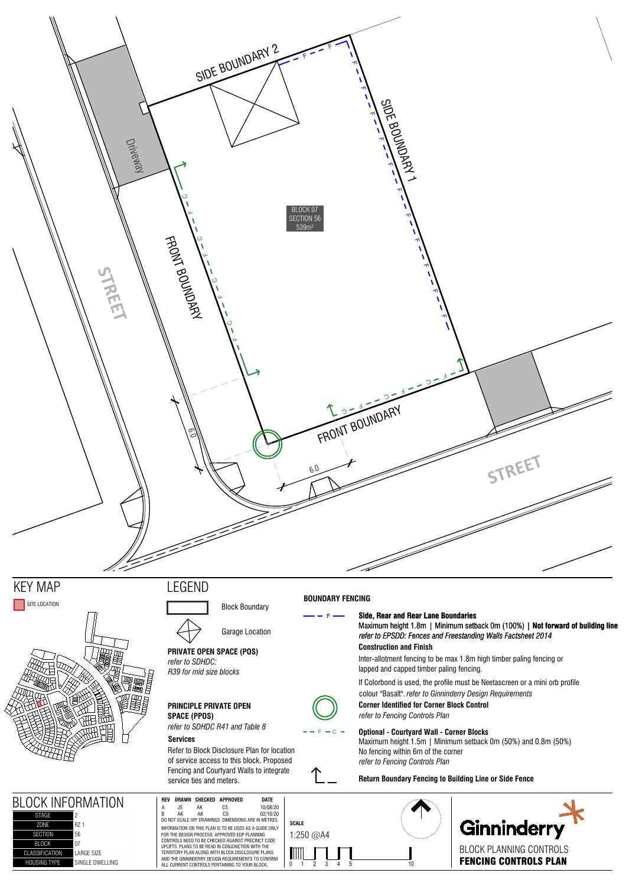SIDE BOUNDARY 2

SIDE BOUNDARY 1

FRONT BOUNDARY

FRONT BOUNDARY

Driveway

STREET

STREET

BLOCK 07
SECTION 56
539m²

6.0

6.0

## KEY MAP

SITE LOCATION

## LEGEND

Block Boundary

Garage Location

**PRIVATE OPEN SPACE (POS)**
*refer to SDHDC: R39 for mid size blocks*

**PRINCIPLE PRIVATE OPEN SPACE (PPOS)**
*refer to SDHDC R41 and Table 8*

**Services**

Refer to Block Disclosure Plan for location of service access to this block. Proposed Fencing and Courtyard Walls to integrate service ties and meters.

**BOUNDARY FENCING**

**Side, Rear and Rear Lane Boundaries**
Maximum height 1.8m | Minimum setback 0m (100%) | **Not forward of building line**
*refer to EPSDD: Fences and Freestanding Walls Factsheet 2014*

**Construction and Finish**
Inter-allotment fencing to be max 1.8m high timber paling fencing or lapped and capped timber paling fencing.

If Colorbond is used, the profile must be Neetascreen or a mini orb profile colour "Basalt". *refer to Ginninderry Design Requirements*

**Corner Identified for Corner Block Control**
*refer to Fencing Controls Plan*

**Optional - Courtyard Wall - Corner Blocks**
Maximum height 1.5m | Minimum setback 0m (50%) and 0.8m (50%)
No fencing within 6m of the corner
*refer to Fencing Controls Plan*

**Return Boundary Fencing to Building Line or Side Fence**

## BLOCK INFORMATION

| | |
|---|---|
| STAGE | 2 |
| ZONE | RZ 1 |
| SECTION | 56 |
| BLOCK | 07 |
| CLASSIFICATION | LARGE SIZE |
| HOUSING TYPE | SINGLE DWELLING |

| REV | DRAWN | CHECKED | APPROVED | DATE |
|---|---|---|---|---|
| A | JS | AK | CS | 10/08/20 |
| B | AK | AK | CS | 02/10/20 |

DO NOT SCALE OFF DRAWINGS. DIMENSIONS ARE IN METRES.

INFORMATION ON THIS PLAN IS TO BE USED AS A GUIDE ONLY FOR THE DESIGN PROCESS. APPROVED EDP PLANNING CONTROLS NEED TO BE CHECKED AGAINST PRECINCT CODE UPLIFTS. PLANS TO BE READ IN CONJUNCTION WITH THE TERRITORY PLAN ALONG WITH BLOCK DISCLOSURE PLANS AND THE GINNINDERRY DESIGN REQUIREMENTS TO CONFIRM ALL CURRENT CONTROLS PERTAINING TO YOUR BLOCK.

**SCALE**
1:250 @A4

0 1 2 3 4 5 10

Ginninderry

BLOCK PLANNING CONTROLS
**FENCING CONTROLS PLAN**